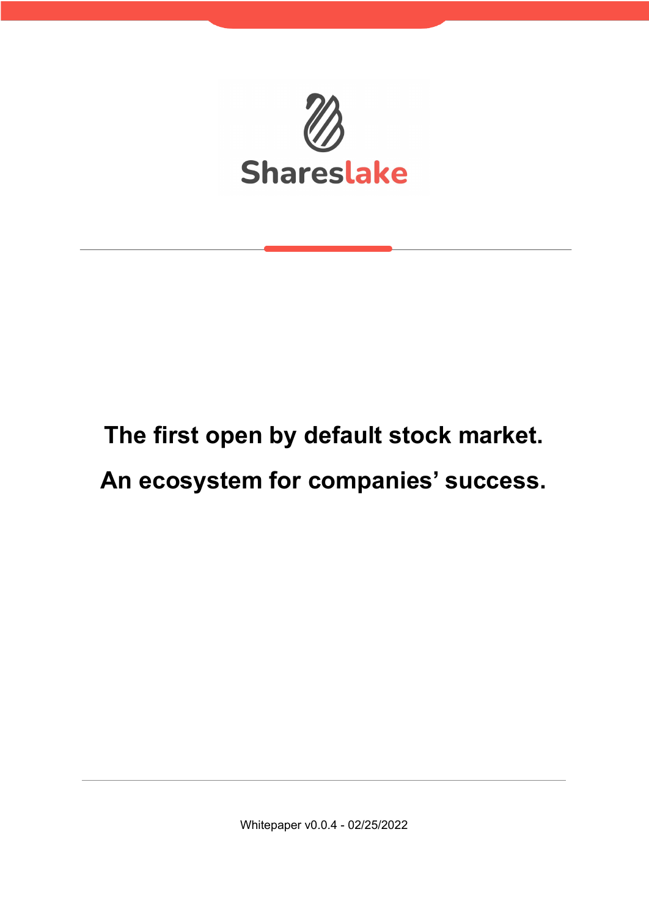# Shareslake

**The first open by default stock market.**

**An ecosystem for companies' success.**

Whitepaper v0.0.4 - 02/25/2022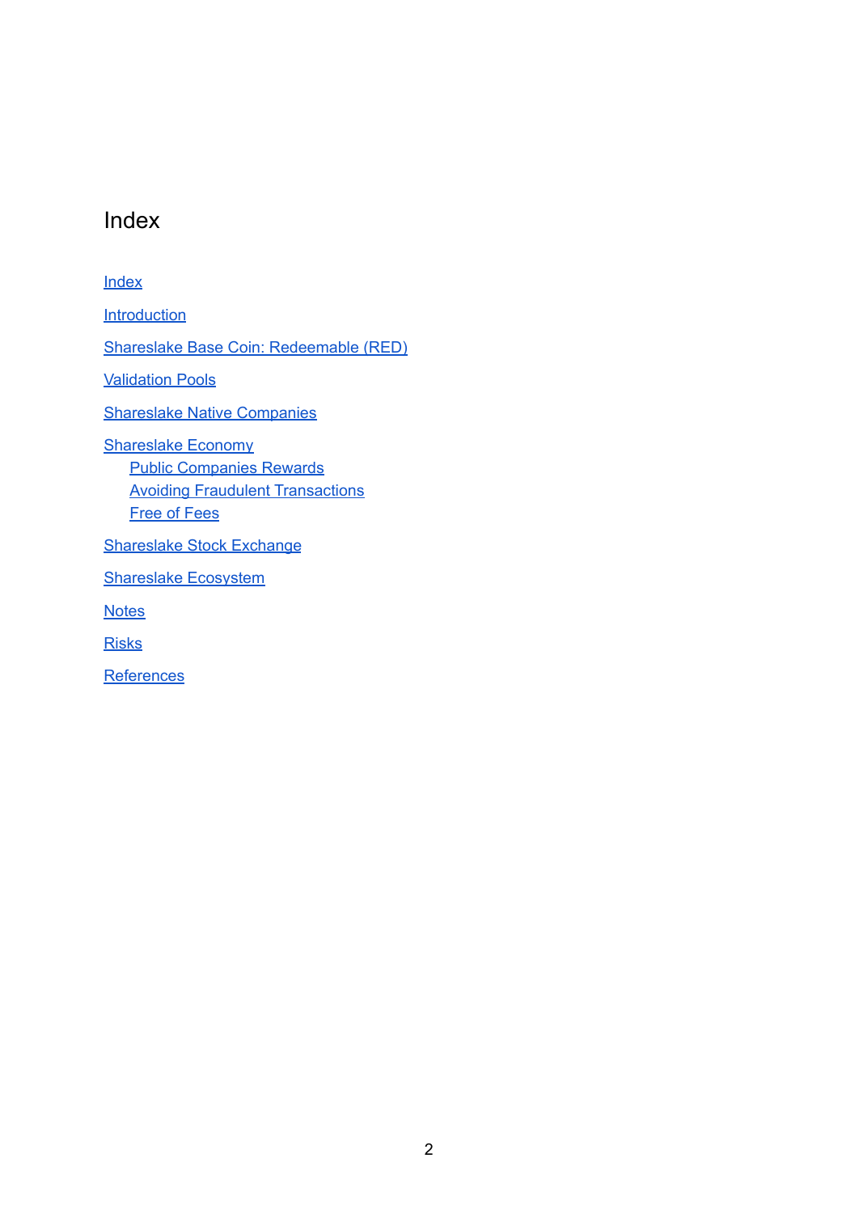# Index

- Index
- Introduction
- Shareslake Base Coin: Redeemable (RED)
- Validation Pools
- Shareslake Native Companies
- Shareslake Economy
    - Public Companies Rewards
    - Avoiding Fraudulent Transactions
    - Free of Fees
- Shareslake Stock Exchange
- Shareslake Ecosystem
- Notes
- Risks
- References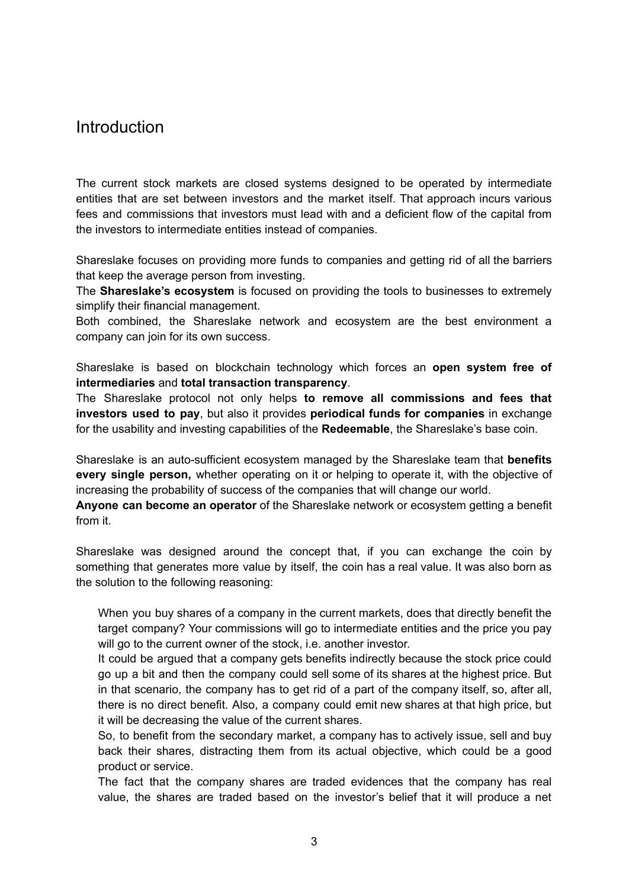# Introduction

The current stock markets are closed systems designed to be operated by intermediate entities that are set between investors and the market itself. That approach incurs various fees and commissions that investors must lead with and a deficient flow of the capital from the investors to intermediate entities instead of companies.

Shareslake focuses on providing more funds to companies and getting rid of all the barriers that keep the average person from investing.
The **Shareslake's ecosystem** is focused on providing the tools to businesses to extremely simplify their financial management.
Both combined, the Shareslake network and ecosystem are the best environment a company can join for its own success.

Shareslake is based on blockchain technology which forces an **open system free of intermediaries** and **total transaction transparency**.
The Shareslake protocol not only helps **to remove all commissions and fees that investors used to pay**, but also it provides **periodical funds for companies** in exchange for the usability and investing capabilities of the **Redeemable**, the Shareslake's base coin.

Shareslake is an auto-sufficient ecosystem managed by the Shareslake team that **benefits every single person,** whether operating on it or helping to operate it, with the objective of increasing the probability of success of the companies that will change our world.
**Anyone can become an operator** of the Shareslake network or ecosystem getting a benefit from it.

Shareslake was designed around the concept that, if you can exchange the coin by something that generates more value by itself, the coin has a real value. It was also born as the solution to the following reasoning:

> When you buy shares of a company in the current markets, does that directly benefit the target company? Your commissions will go to intermediate entities and the price you pay will go to the current owner of the stock, i.e. another investor.
> It could be argued that a company gets benefits indirectly because the stock price could go up a bit and then the company could sell some of its shares at the highest price. But in that scenario, the company has to get rid of a part of the company itself, so, after all, there is no direct benefit. Also, a company could emit new shares at that high price, but it will be decreasing the value of the current shares.
> So, to benefit from the secondary market, a company has to actively issue, sell and buy back their shares, distracting them from its actual objective, which could be a good product or service.
> The fact that the company shares are traded evidences that the company has real value, the shares are traded based on the investor's belief that it will produce a net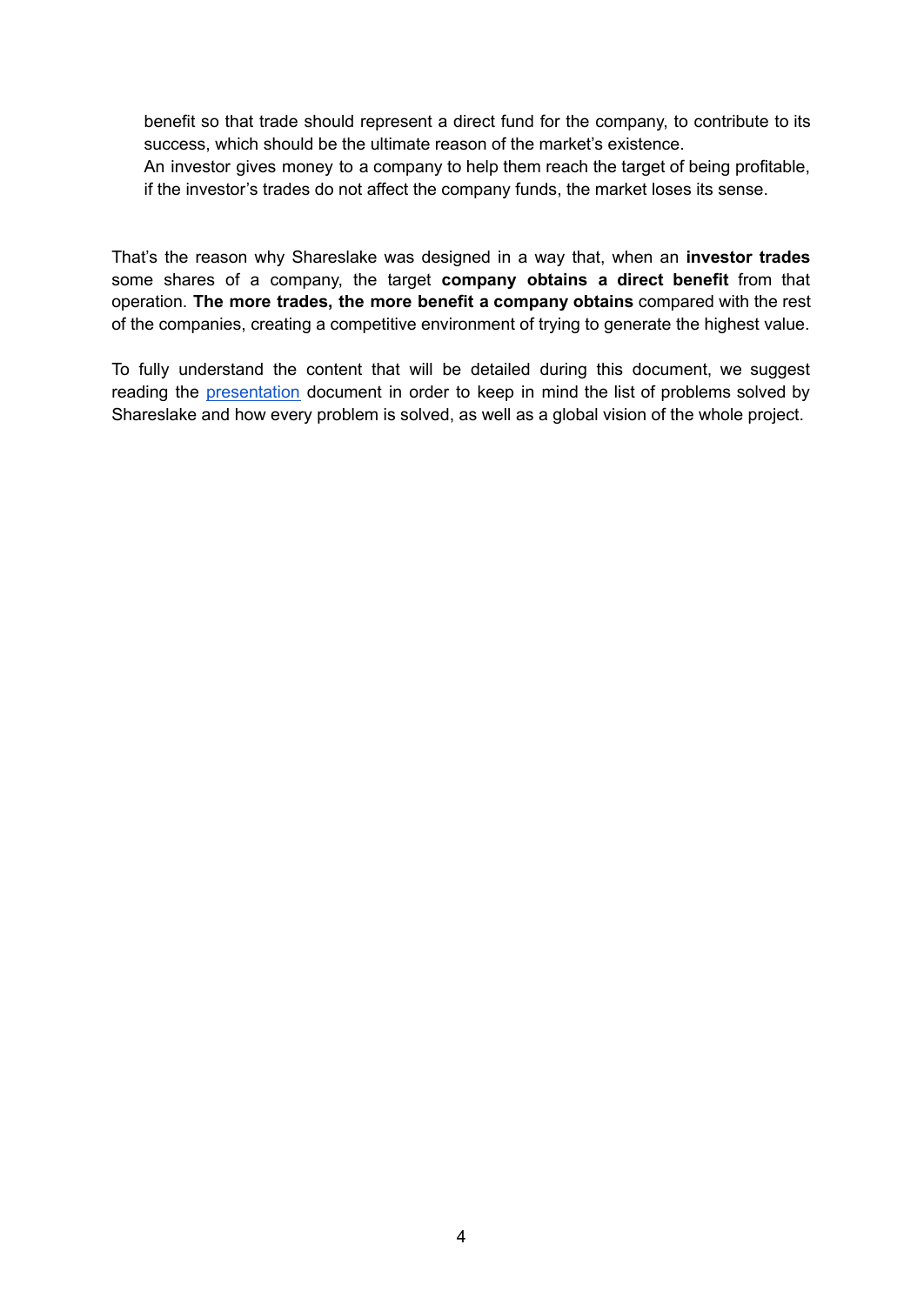benefit so that trade should represent a direct fund for the company, to contribute to its success, which should be the ultimate reason of the market's existence.
An investor gives money to a company to help them reach the target of being profitable, if the investor's trades do not affect the company funds, the market loses its sense.

That's the reason why Shareslake was designed in a way that, when an **investor trades** some shares of a company, the target **company obtains a direct benefit** from that operation. **The more trades, the more benefit a company obtains** compared with the rest of the companies, creating a competitive environment of trying to generate the highest value.

To fully understand the content that will be detailed during this document, we suggest reading the presentation document in order to keep in mind the list of problems solved by Shareslake and how every problem is solved, as well as a global vision of the whole project.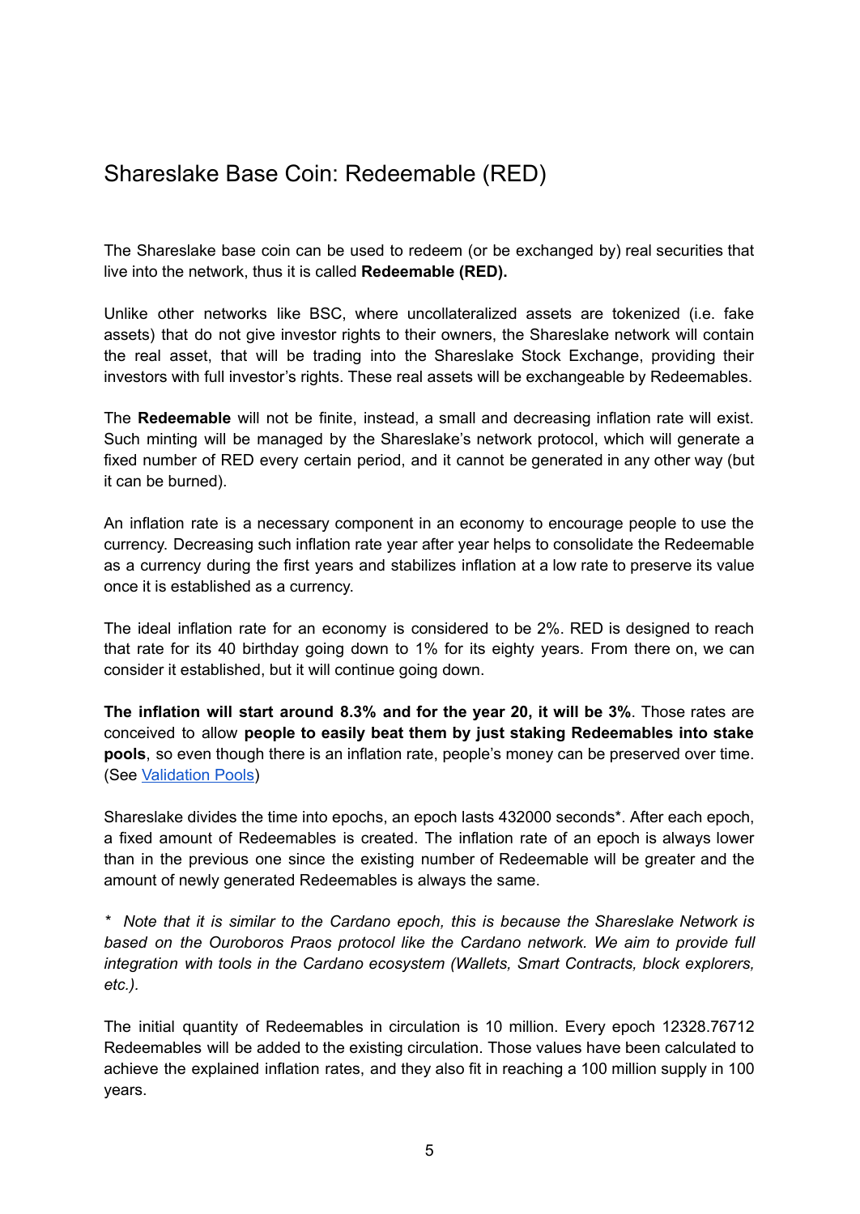## Shareslake Base Coin: Redeemable (RED)

The Shareslake base coin can be used to redeem (or be exchanged by) real securities that live into the network, thus it is called **Redeemable (RED).**

Unlike other networks like BSC, where uncollateralized assets are tokenized (i.e. fake assets) that do not give investor rights to their owners, the Shareslake network will contain the real asset, that will be trading into the Shareslake Stock Exchange, providing their investors with full investor's rights. These real assets will be exchangeable by Redeemables.

The **Redeemable** will not be finite, instead, a small and decreasing inflation rate will exist. Such minting will be managed by the Shareslake's network protocol, which will generate a fixed number of RED every certain period, and it cannot be generated in any other way (but it can be burned).

An inflation rate is a necessary component in an economy to encourage people to use the currency. Decreasing such inflation rate year after year helps to consolidate the Redeemable as a currency during the first years and stabilizes inflation at a low rate to preserve its value once it is established as a currency.

The ideal inflation rate for an economy is considered to be 2%. RED is designed to reach that rate for its 40 birthday going down to 1% for its eighty years. From there on, we can consider it established, but it will continue going down.

**The inflation will start around 8.3% and for the year 20, it will be 3%**. Those rates are conceived to allow **people to easily beat them by just staking Redeemables into stake pools**, so even though there is an inflation rate, people's money can be preserved over time. (See [Validation Pools](#))

Shareslake divides the time into epochs, an epoch lasts 432000 seconds*. After each epoch, a fixed amount of Redeemables is created. The inflation rate of an epoch is always lower than in the previous one since the existing number of Redeemable will be greater and the amount of newly generated Redeemables is always the same.

*\* Note that it is similar to the Cardano epoch, this is because the Shareslake Network is based on the Ouroboros Praos protocol like the Cardano network. We aim to provide full integration with tools in the Cardano ecosystem (Wallets, Smart Contracts, block explorers, etc.).*

The initial quantity of Redeemables in circulation is 10 million. Every epoch 12328.76712 Redeemables will be added to the existing circulation. Those values have been calculated to achieve the explained inflation rates, and they also fit in reaching a 100 million supply in 100 years.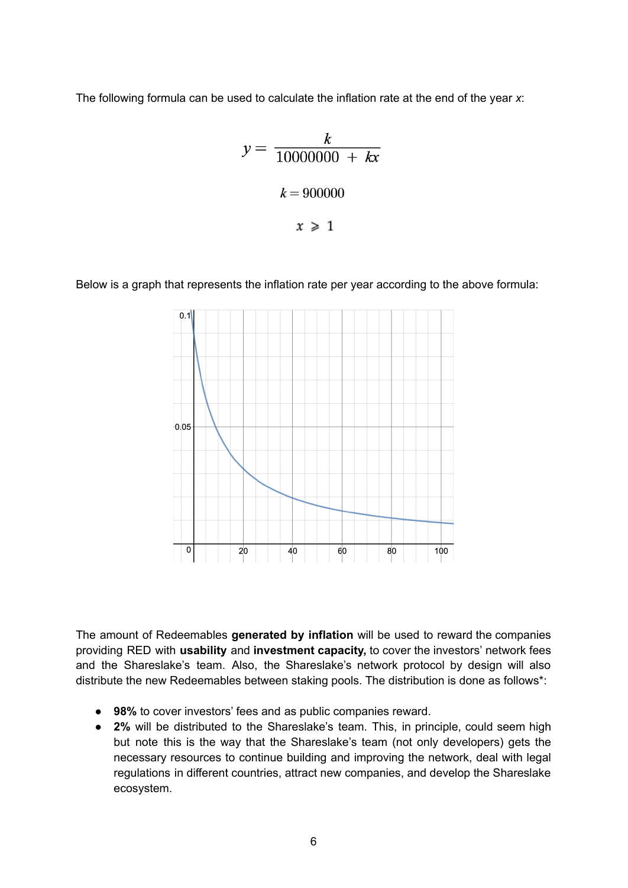The following formula can be used to calculate the inflation rate at the end of the year *x*:

$$y = \frac{k}{10000000 + kx}$$

$$k = 900000$$

$$x \geqslant 1$$

Below is a graph that represents the inflation rate per year according to the above formula:

The amount of Redeemables **generated by inflation** will be used to reward the companies providing RED with **usability** and **investment capacity,** to cover the investors' network fees and the Shareslake's team. Also, the Shareslake's network protocol by design will also distribute the new Redeemables between staking pools. The distribution is done as follows*:

- **98%** to cover investors' fees and as public companies reward.
- **2%** will be distributed to the Shareslake's team. This, in principle, could seem high but note this is the way that the Shareslake's team (not only developers) gets the necessary resources to continue building and improving the network, deal with legal regulations in different countries, attract new companies, and develop the Shareslake ecosystem.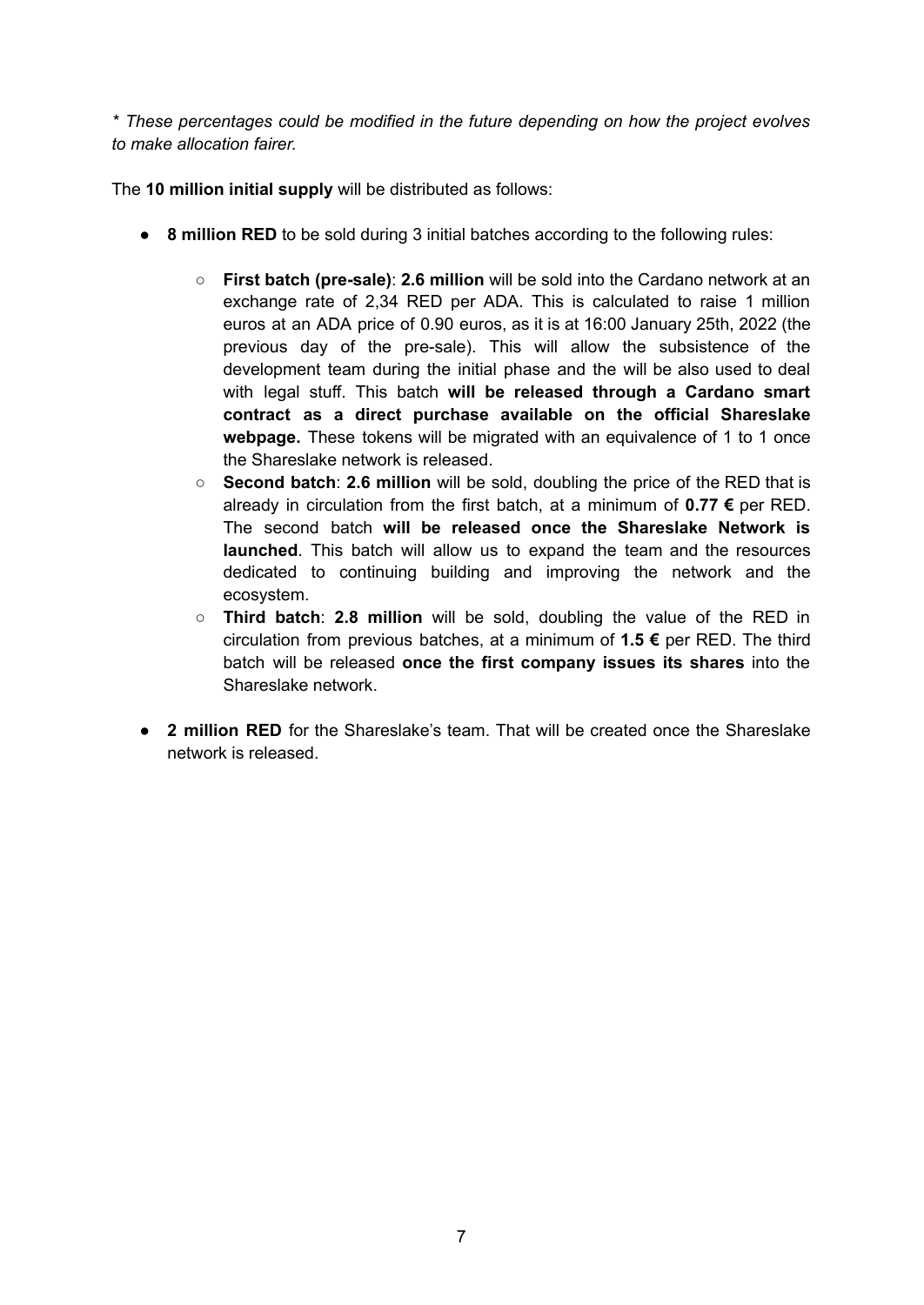*\* These percentages could be modified in the future depending on how the project evolves to make allocation fairer.*

The **10 million initial supply** will be distributed as follows:

- **8 million RED** to be sold during 3 initial batches according to the following rules:
  - **First batch (pre-sale)**: **2.6 million** will be sold into the Cardano network at an exchange rate of 2,34 RED per ADA. This is calculated to raise 1 million euros at an ADA price of 0.90 euros, as it is at 16:00 January 25th, 2022 (the previous day of the pre-sale). This will allow the subsistence of the development team during the initial phase and the will be also used to deal with legal stuff. This batch **will be released through a Cardano smart contract as a direct purchase available on the official Shareslake webpage.** These tokens will be migrated with an equivalence of 1 to 1 once the Shareslake network is released.
  - **Second batch**: **2.6 million** will be sold, doubling the price of the RED that is already in circulation from the first batch, at a minimum of **0.77 €** per RED. The second batch **will be released once the Shareslake Network is launched**. This batch will allow us to expand the team and the resources dedicated to continuing building and improving the network and the ecosystem.
  - **Third batch**: **2.8 million** will be sold, doubling the value of the RED in circulation from previous batches, at a minimum of **1.5 €** per RED. The third batch will be released **once the first company issues its shares** into the Shareslake network.
- **2 million RED** for the Shareslake's team. That will be created once the Shareslake network is released.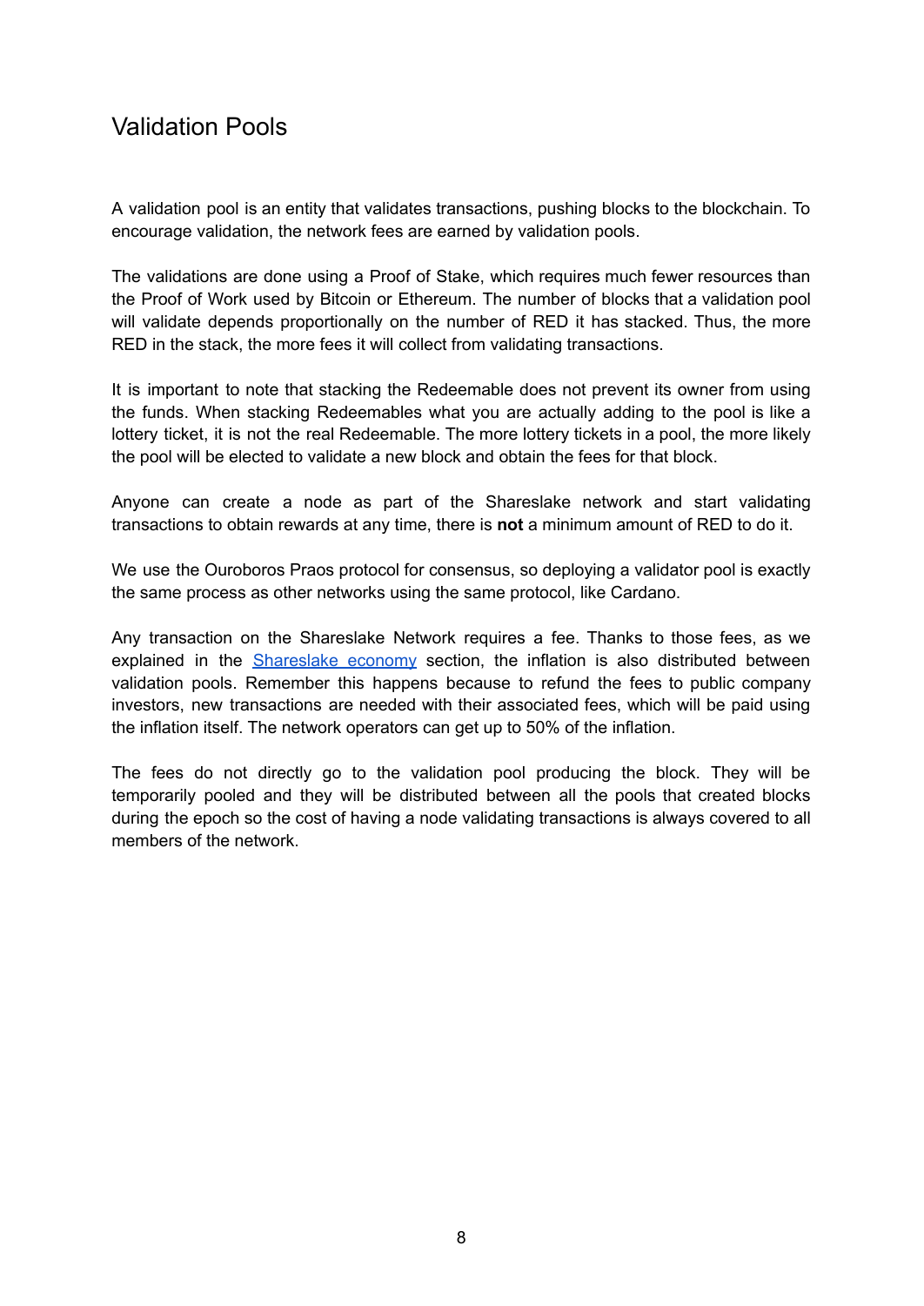## Validation Pools

A validation pool is an entity that validates transactions, pushing blocks to the blockchain. To encourage validation, the network fees are earned by validation pools.

The validations are done using a Proof of Stake, which requires much fewer resources than the Proof of Work used by Bitcoin or Ethereum. The number of blocks that a validation pool will validate depends proportionally on the number of RED it has stacked. Thus, the more RED in the stack, the more fees it will collect from validating transactions.

It is important to note that stacking the Redeemable does not prevent its owner from using the funds. When stacking Redeemables what you are actually adding to the pool is like a lottery ticket, it is not the real Redeemable. The more lottery tickets in a pool, the more likely the pool will be elected to validate a new block and obtain the fees for that block.

Anyone can create a node as part of the Shareslake network and start validating transactions to obtain rewards at any time, there is **not** a minimum amount of RED to do it.

We use the Ouroboros Praos protocol for consensus, so deploying a validator pool is exactly the same process as other networks using the same protocol, like Cardano.

Any transaction on the Shareslake Network requires a fee. Thanks to those fees, as we explained in the [Shareslake economy]() section, the inflation is also distributed between validation pools. Remember this happens because to refund the fees to public company investors, new transactions are needed with their associated fees, which will be paid using the inflation itself. The network operators can get up to 50% of the inflation.

The fees do not directly go to the validation pool producing the block. They will be temporarily pooled and they will be distributed between all the pools that created blocks during the epoch so the cost of having a node validating transactions is always covered to all members of the network.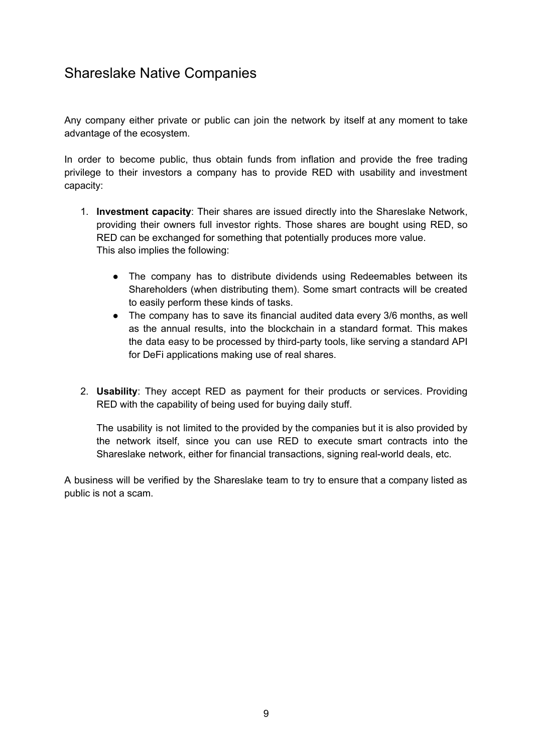## Shareslake Native Companies

Any company either private or public can join the network by itself at any moment to take advantage of the ecosystem.

In order to become public, thus obtain funds from inflation and provide the free trading privilege to their investors a company has to provide RED with usability and investment capacity:

1. **Investment capacity**: Their shares are issued directly into the Shareslake Network, providing their owners full investor rights. Those shares are bought using RED, so RED can be exchanged for something that potentially produces more value.
   This also implies the following:

   - The company has to distribute dividends using Redeemables between its Shareholders (when distributing them). Some smart contracts will be created to easily perform these kinds of tasks.
   - The company has to save its financial audited data every 3/6 months, as well as the annual results, into the blockchain in a standard format. This makes the data easy to be processed by third-party tools, like serving a standard API for DeFi applications making use of real shares.

2. **Usability**: They accept RED as payment for their products or services. Providing RED with the capability of being used for buying daily stuff.

   The usability is not limited to the provided by the companies but it is also provided by the network itself, since you can use RED to execute smart contracts into the Shareslake network, either for financial transactions, signing real-world deals, etc.

A business will be verified by the Shareslake team to try to ensure that a company listed as public is not a scam.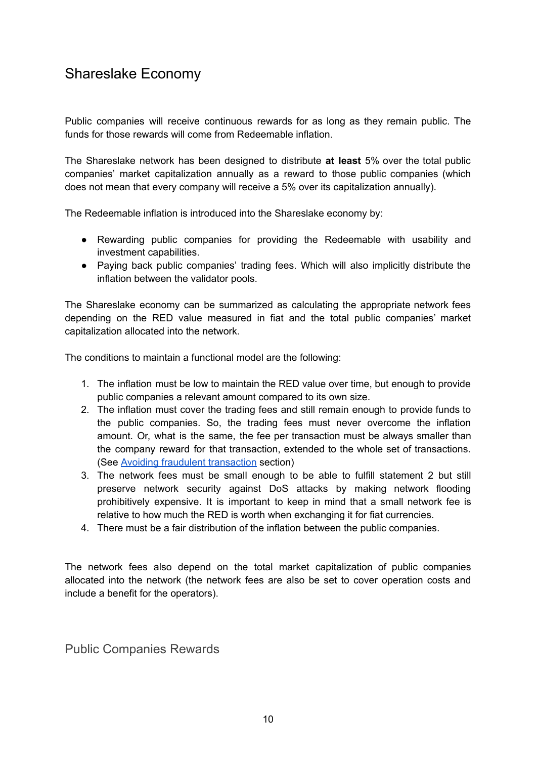## Shareslake Economy

Public companies will receive continuous rewards for as long as they remain public. The funds for those rewards will come from Redeemable inflation.

The Shareslake network has been designed to distribute **at least** 5% over the total public companies' market capitalization annually as a reward to those public companies (which does not mean that every company will receive a 5% over its capitalization annually).

The Redeemable inflation is introduced into the Shareslake economy by:

- Rewarding public companies for providing the Redeemable with usability and investment capabilities.
- Paying back public companies' trading fees. Which will also implicitly distribute the inflation between the validator pools.

The Shareslake economy can be summarized as calculating the appropriate network fees depending on the RED value measured in fiat and the total public companies' market capitalization allocated into the network.

The conditions to maintain a functional model are the following:

1. The inflation must be low to maintain the RED value over time, but enough to provide public companies a relevant amount compared to its own size.
2. The inflation must cover the trading fees and still remain enough to provide funds to the public companies. So, the trading fees must never overcome the inflation amount. Or, what is the same, the fee per transaction must be always smaller than the company reward for that transaction, extended to the whole set of transactions. (See [Avoiding fraudulent transaction](#) section)
3. The network fees must be small enough to be able to fulfill statement 2 but still preserve network security against DoS attacks by making network flooding prohibitively expensive. It is important to keep in mind that a small network fee is relative to how much the RED is worth when exchanging it for fiat currencies.
4. There must be a fair distribution of the inflation between the public companies.

The network fees also depend on the total market capitalization of public companies allocated into the network (the network fees are also be set to cover operation costs and include a benefit for the operators).

### Public Companies Rewards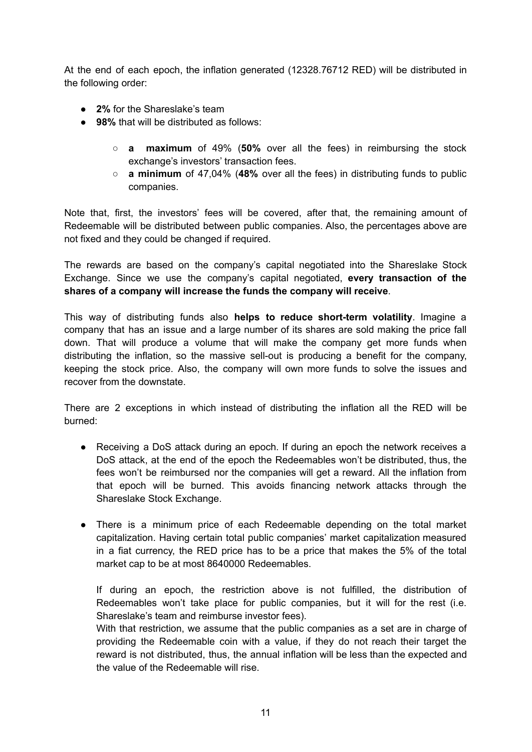At the end of each epoch, the inflation generated (12328.76712 RED) will be distributed in the following order:

- **2%** for the Shareslake's team
- **98%** that will be distributed as follows:
    - **a maximum** of 49% (**50%** over all the fees) in reimbursing the stock exchange's investors' transaction fees.
    - **a minimum** of 47,04% (**48%** over all the fees) in distributing funds to public companies.

Note that, first, the investors' fees will be covered, after that, the remaining amount of Redeemable will be distributed between public companies. Also, the percentages above are not fixed and they could be changed if required.

The rewards are based on the company's capital negotiated into the Shareslake Stock Exchange. Since we use the company's capital negotiated, **every transaction of the shares of a company will increase the funds the company will receive**.

This way of distributing funds also **helps to reduce short-term volatility**. Imagine a company that has an issue and a large number of its shares are sold making the price fall down. That will produce a volume that will make the company get more funds when distributing the inflation, so the massive sell-out is producing a benefit for the company, keeping the stock price. Also, the company will own more funds to solve the issues and recover from the downstate.

There are 2 exceptions in which instead of distributing the inflation all the RED will be burned:

- Receiving a DoS attack during an epoch. If during an epoch the network receives a DoS attack, at the end of the epoch the Redeemables won't be distributed, thus, the fees won't be reimbursed nor the companies will get a reward. All the inflation from that epoch will be burned. This avoids financing network attacks through the Shareslake Stock Exchange.

- There is a minimum price of each Redeemable depending on the total market capitalization. Having certain total public companies' market capitalization measured in a fiat currency, the RED price has to be a price that makes the 5% of the total market cap to be at most 8640000 Redeemables.

  If during an epoch, the restriction above is not fulfilled, the distribution of Redeemables won't take place for public companies, but it will for the rest (i.e. Shareslake's team and reimburse investor fees).
  With that restriction, we assume that the public companies as a set are in charge of providing the Redeemable coin with a value, if they do not reach their target the reward is not distributed, thus, the annual inflation will be less than the expected and the value of the Redeemable will rise.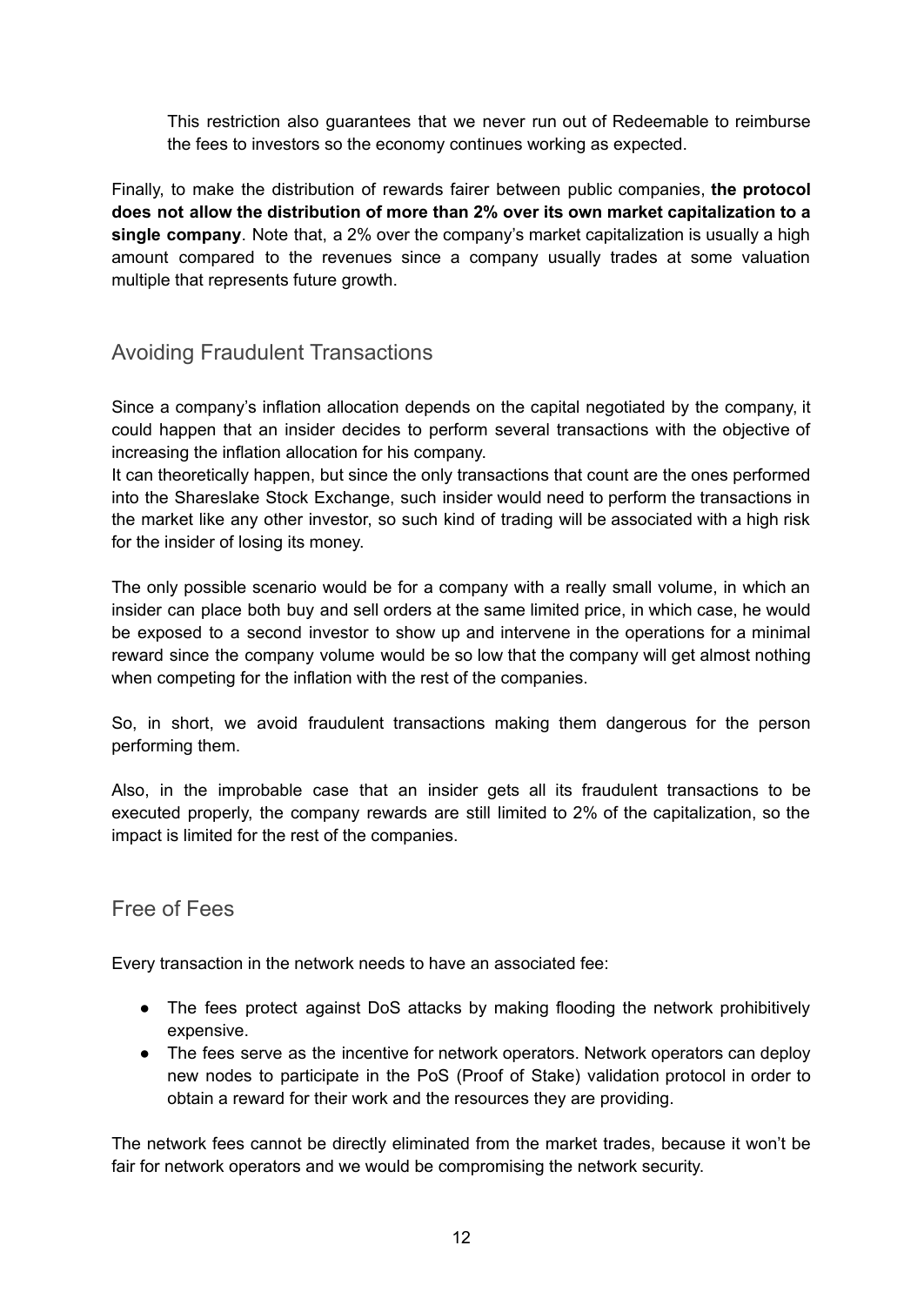This restriction also guarantees that we never run out of Redeemable to reimburse the fees to investors so the economy continues working as expected.

Finally, to make the distribution of rewards fairer between public companies, **the protocol does not allow the distribution of more than 2% over its own market capitalization to a single company**. Note that, a 2% over the company's market capitalization is usually a high amount compared to the revenues since a company usually trades at some valuation multiple that represents future growth.

## Avoiding Fraudulent Transactions

Since a company's inflation allocation depends on the capital negotiated by the company, it could happen that an insider decides to perform several transactions with the objective of increasing the inflation allocation for his company.
It can theoretically happen, but since the only transactions that count are the ones performed into the Shareslake Stock Exchange, such insider would need to perform the transactions in the market like any other investor, so such kind of trading will be associated with a high risk for the insider of losing its money.

The only possible scenario would be for a company with a really small volume, in which an insider can place both buy and sell orders at the same limited price, in which case, he would be exposed to a second investor to show up and intervene in the operations for a minimal reward since the company volume would be so low that the company will get almost nothing when competing for the inflation with the rest of the companies.

So, in short, we avoid fraudulent transactions making them dangerous for the person performing them.

Also, in the improbable case that an insider gets all its fraudulent transactions to be executed properly, the company rewards are still limited to 2% of the capitalization, so the impact is limited for the rest of the companies.

## Free of Fees

Every transaction in the network needs to have an associated fee:

- The fees protect against DoS attacks by making flooding the network prohibitively expensive.
- The fees serve as the incentive for network operators. Network operators can deploy new nodes to participate in the PoS (Proof of Stake) validation protocol in order to obtain a reward for their work and the resources they are providing.

The network fees cannot be directly eliminated from the market trades, because it won't be fair for network operators and we would be compromising the network security.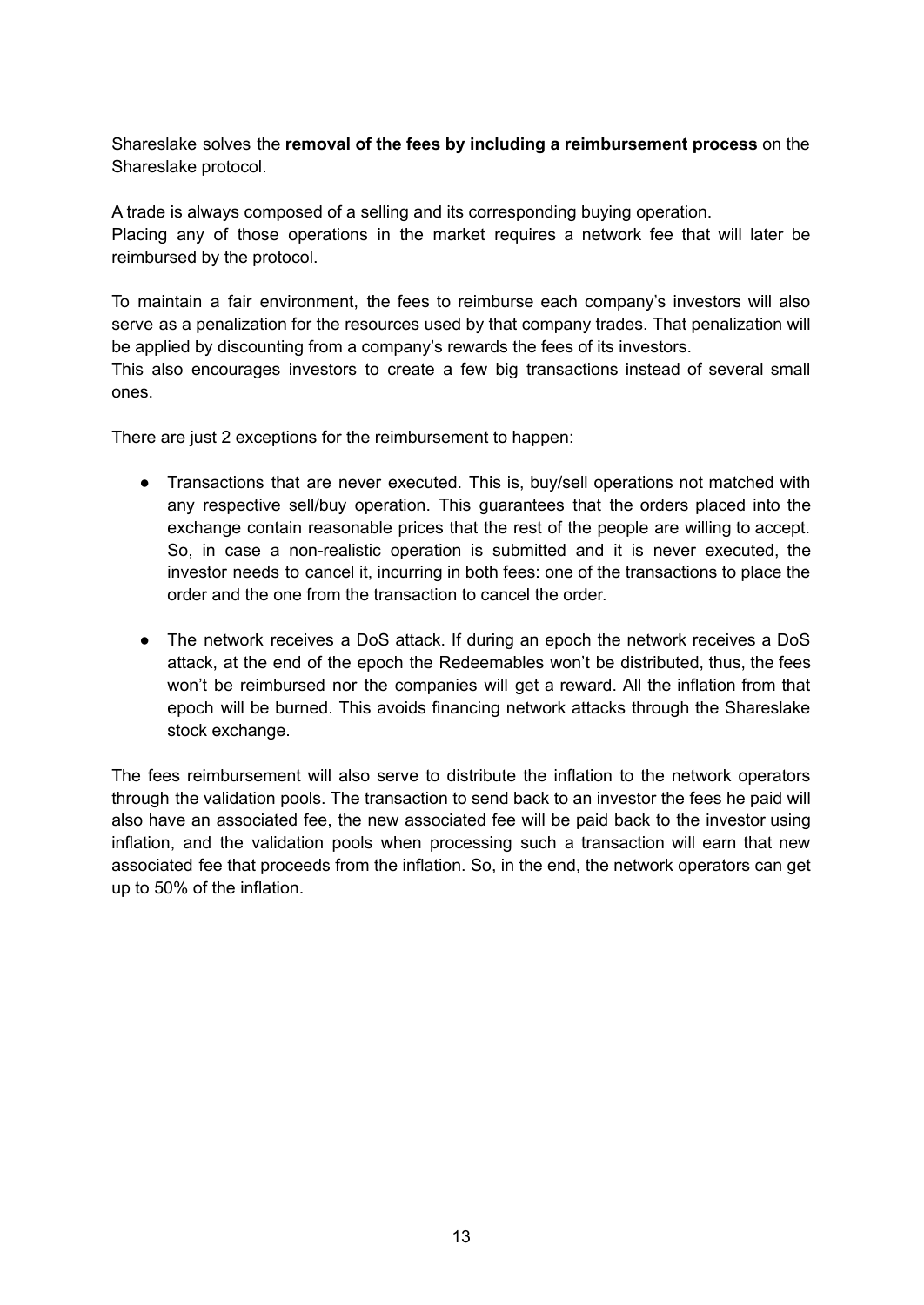Shareslake solves the **removal of the fees by including a reimbursement process** on the Shareslake protocol.

A trade is always composed of a selling and its corresponding buying operation.
Placing any of those operations in the market requires a network fee that will later be reimbursed by the protocol.

To maintain a fair environment, the fees to reimburse each company's investors will also serve as a penalization for the resources used by that company trades. That penalization will be applied by discounting from a company's rewards the fees of its investors.
This also encourages investors to create a few big transactions instead of several small ones.

There are just 2 exceptions for the reimbursement to happen:

- Transactions that are never executed. This is, buy/sell operations not matched with any respective sell/buy operation. This guarantees that the orders placed into the exchange contain reasonable prices that the rest of the people are willing to accept. So, in case a non-realistic operation is submitted and it is never executed, the investor needs to cancel it, incurring in both fees: one of the transactions to place the order and the one from the transaction to cancel the order.

- The network receives a DoS attack. If during an epoch the network receives a DoS attack, at the end of the epoch the Redeemables won't be distributed, thus, the fees won't be reimbursed nor the companies will get a reward. All the inflation from that epoch will be burned. This avoids financing network attacks through the Shareslake stock exchange.

The fees reimbursement will also serve to distribute the inflation to the network operators through the validation pools. The transaction to send back to an investor the fees he paid will also have an associated fee, the new associated fee will be paid back to the investor using inflation, and the validation pools when processing such a transaction will earn that new associated fee that proceeds from the inflation. So, in the end, the network operators can get up to 50% of the inflation.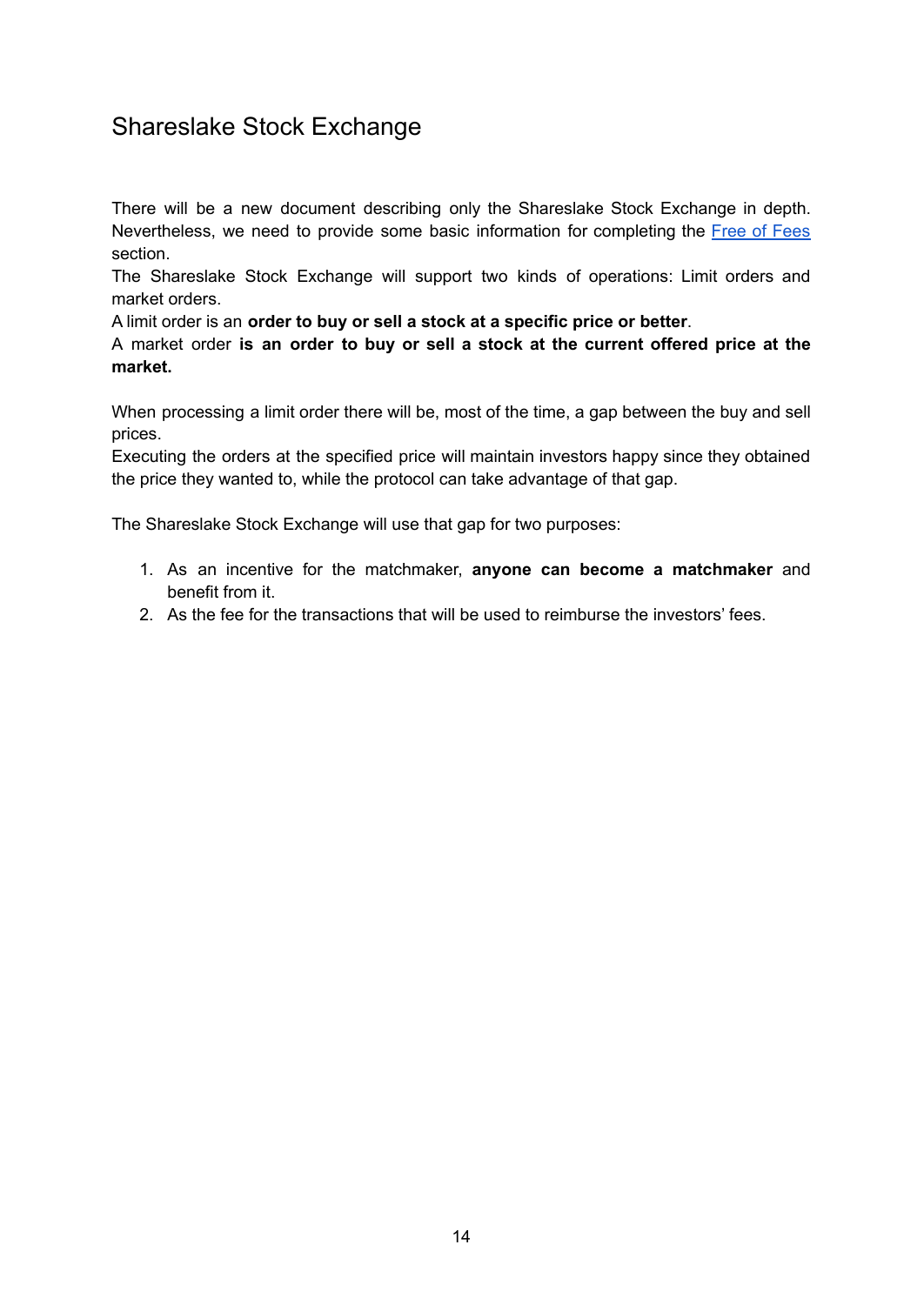# Shareslake Stock Exchange

There will be a new document describing only the Shareslake Stock Exchange in depth. Nevertheless, we need to provide some basic information for completing the [Free of Fees]() section.

The Shareslake Stock Exchange will support two kinds of operations: Limit orders and market orders.

A limit order is an **order to buy or sell a stock at a specific price or better**.

A market order **is an order to buy or sell a stock at the current offered price at the market.**

When processing a limit order there will be, most of the time, a gap between the buy and sell prices.

Executing the orders at the specified price will maintain investors happy since they obtained the price they wanted to, while the protocol can take advantage of that gap.

The Shareslake Stock Exchange will use that gap for two purposes:

1. As an incentive for the matchmaker, **anyone can become a matchmaker** and benefit from it.
2. As the fee for the transactions that will be used to reimburse the investors' fees.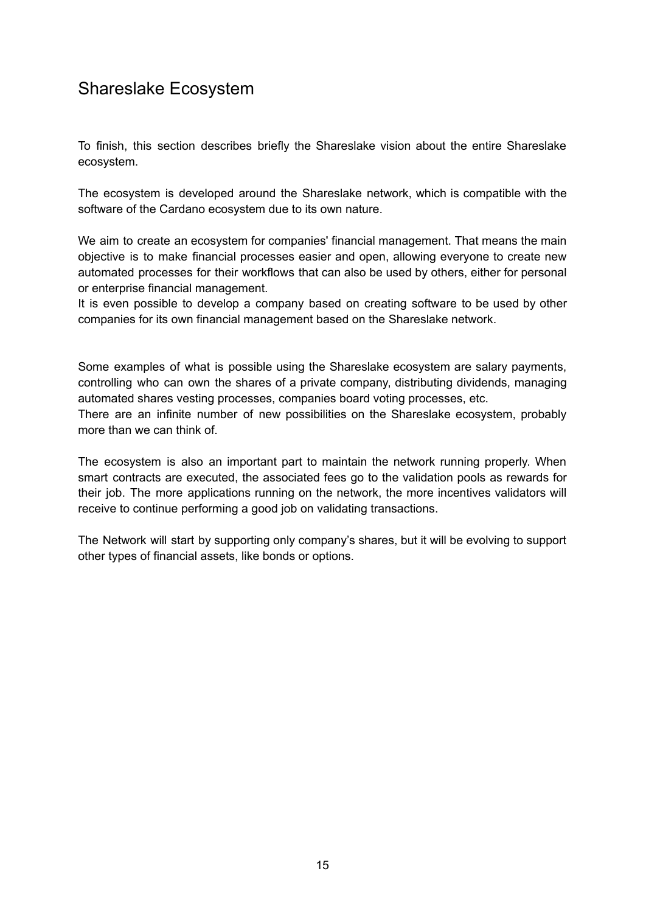## Shareslake Ecosystem

To finish, this section describes briefly the Shareslake vision about the entire Shareslake ecosystem.

The ecosystem is developed around the Shareslake network, which is compatible with the software of the Cardano ecosystem due to its own nature.

We aim to create an ecosystem for companies' financial management. That means the main objective is to make financial processes easier and open, allowing everyone to create new automated processes for their workflows that can also be used by others, either for personal or enterprise financial management.
It is even possible to develop a company based on creating software to be used by other companies for its own financial management based on the Shareslake network.

Some examples of what is possible using the Shareslake ecosystem are salary payments, controlling who can own the shares of a private company, distributing dividends, managing automated shares vesting processes, companies board voting processes, etc.
There are an infinite number of new possibilities on the Shareslake ecosystem, probably more than we can think of.

The ecosystem is also an important part to maintain the network running properly. When smart contracts are executed, the associated fees go to the validation pools as rewards for their job. The more applications running on the network, the more incentives validators will receive to continue performing a good job on validating transactions.

The Network will start by supporting only company's shares, but it will be evolving to support other types of financial assets, like bonds or options.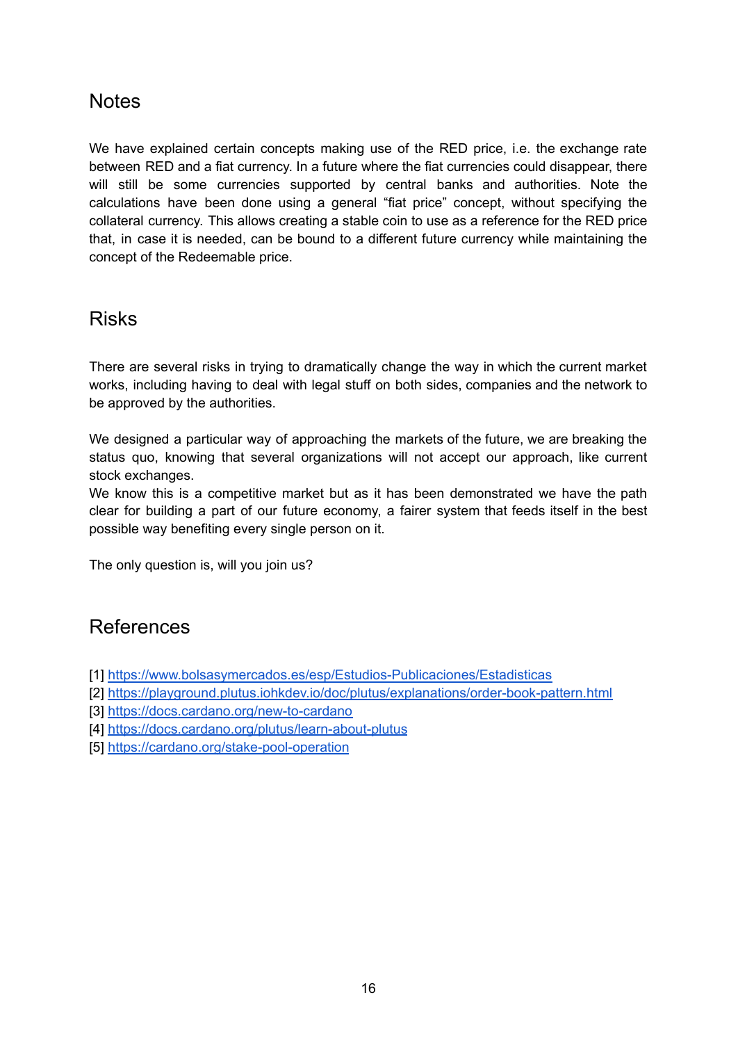## Notes

We have explained certain concepts making use of the RED price, i.e. the exchange rate between RED and a fiat currency. In a future where the fiat currencies could disappear, there will still be some currencies supported by central banks and authorities. Note the calculations have been done using a general "fiat price" concept, without specifying the collateral currency. This allows creating a stable coin to use as a reference for the RED price that, in case it is needed, can be bound to a different future currency while maintaining the concept of the Redeemable price.

## Risks

There are several risks in trying to dramatically change the way in which the current market works, including having to deal with legal stuff on both sides, companies and the network to be approved by the authorities.

We designed a particular way of approaching the markets of the future, we are breaking the status quo, knowing that several organizations will not accept our approach, like current stock exchanges.
We know this is a competitive market but as it has been demonstrated we have the path clear for building a part of our future economy, a fairer system that feeds itself in the best possible way benefiting every single person on it.

The only question is, will you join us?

## References

[1] https://www.bolsasymercados.es/esp/Estudios-Publicaciones/Estadisticas
[2] https://playground.plutus.iohkdev.io/doc/plutus/explanations/order-book-pattern.html
[3] https://docs.cardano.org/new-to-cardano
[4] https://docs.cardano.org/plutus/learn-about-plutus
[5] https://cardano.org/stake-pool-operation